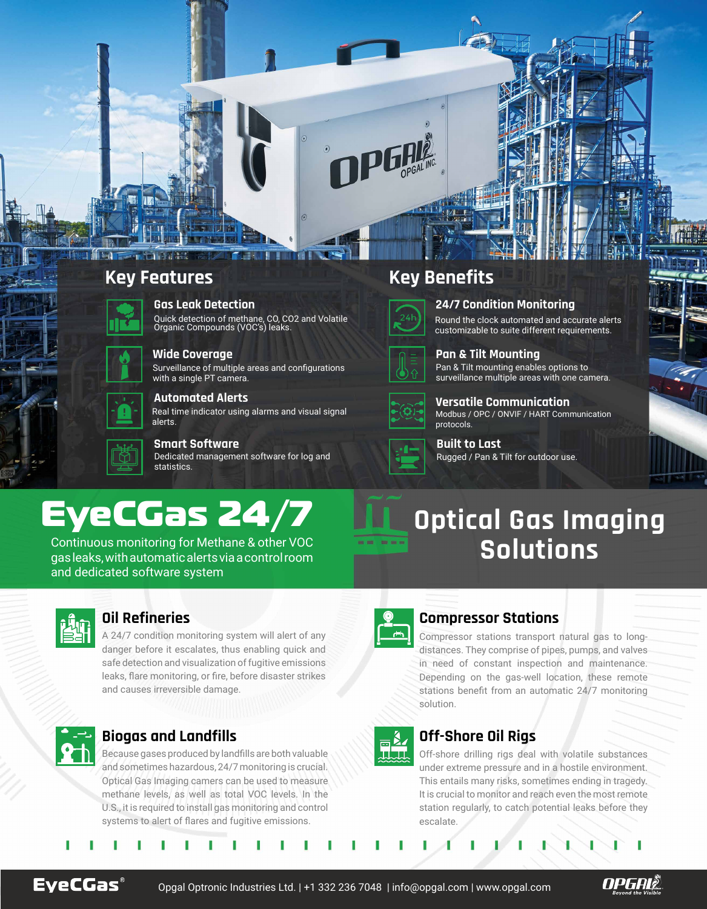## Key Features

### Gas Leak Detection
Quick detection of methane, CO, $CO_2$ and Volatile Organic Compounds (VOC's) leaks.

### Wide Coverage
Surveillance of multiple areas and configurations with a single PT camera.

### Automated Alerts
Real time indicator using alarms and visual signal alerts.

### Smart Software
Dedicated management software for log and statistics.

## Key Benefits

### 24/7 Condition Monitoring
Round the clock automated and accurate alerts customizable to suite different requirements.

### Pan & Tilt Mounting
Pan & Tilt mounting enables options to surveillance multiple areas with one camera.

### Versatile Communication
Modbus / OPC / ONVIF / HART Communication protocols.

### Built to Last
Rugged / Pan & Tilt for outdoor use.

# EyeCGas 24/7

Continuous monitoring for Methane & other VOC gas leaks, with automatic alerts via a control room and dedicated software system

# Optical Gas Imaging Solutions

### Oil Refineries
A 24/7 condition monitoring system will alert of any danger before it escalates, thus enabling quick and safe detection and visualization of fugitive emissions leaks, flare monitoring, or fire, before disaster strikes and causes irreversible damage.

### Biogas and Landfills
Because gases produced by landfills are both valuable and sometimes hazardous, 24/7 monitoring is crucial. Optical Gas Imaging camers can be used to measure methane levels, as well as total VOC levels. In the U.S., it is required to install gas monitoring and control systems to alert of flares and fugitive emissions.

### Compressor Stations
Compressor stations transport natural gas to long-distances. They comprise of pipes, pumps, and valves in need of constant inspection and maintenance. Depending on the gas-well location, these remote stations benefit from an automatic 24/7 monitoring solution.

### Off-Shore Oil Rigs
Off-shore drilling rigs deal with volatile substances under extreme pressure and in a hostile environment. This entails many risks, sometimes ending in tragedy. It is crucial to monitor and reach even the most remote station regularly, to catch potential leaks before they escalate.

EyeCGas® Opgal Optronic Industries Ltd. | +1 332 236 7048 | info@opgal.com | www.opgal.com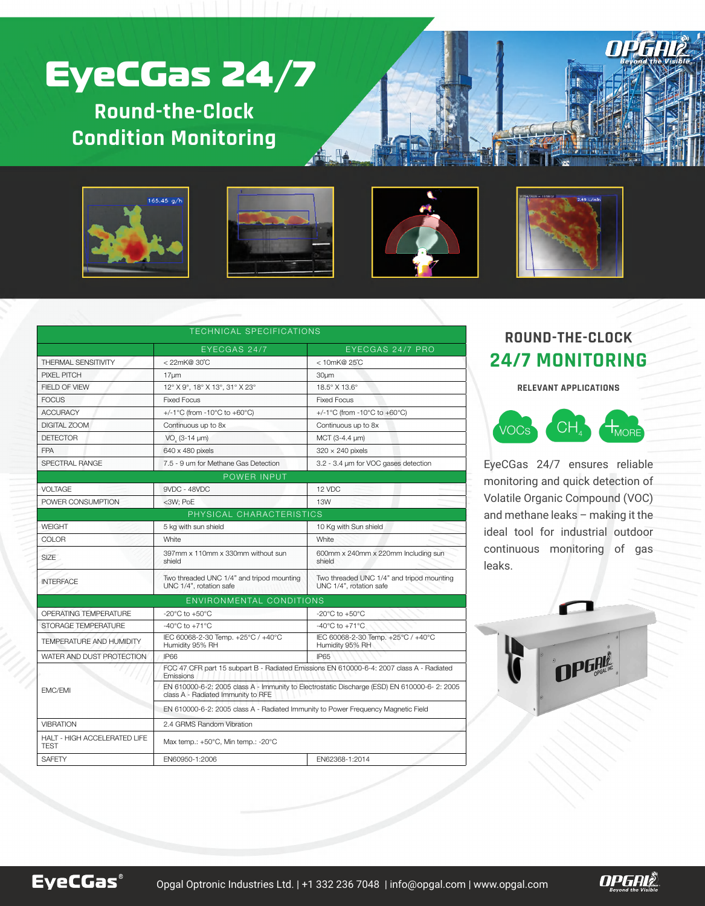# EyeCGas 24/7

## Round-the-Clock Condition Monitoring

| TECHNICAL SPECIFICATIONS | | |
|---|---|---|
| | EYECGAS 24/7 | EYECGAS 24/7 PRO |
| THERMAL SENSITIVITY | < 22mK@ 30̊C | < 10mK@ 25̊C |
| PIXEL PITCH | 17μm | 30μm |
| FIELD OF VIEW | 12° X 9°, 18° X 13°, 31° X 23° | 18.5° X 13.6° |
| FOCUS | Fixed Focus | Fixed Focus |
| ACCURACY | +/-1°C (from -10°C to +60°C) | +/-1°C (from -10°C to +60°C) |
| DIGITAL ZOOM | Continuous up to 8x | Continuous up to 8x |
| DETECTOR | $VO_x$ (3-14 μm) | MCT (3-4.4 μm) |
| FPA | 640 x 480 pixels | 320 × 240 pixels |
| SPECTRAL RANGE | 7.5 - 9 um for Methane Gas Detection | 3.2 - 3.4 μm for VOC gases detection |
| POWER INPUT | | |
| VOLTAGE | 9VDC - 48VDC | 12 VDC |
| POWER CONSUMPTION | <3W; PoE | 13W |
| PHYSICAL CHARACTERISTICS | | |
| WEIGHT | 5 kg with sun shield | 10 Kg with Sun shield |
| COLOR | White | White |
| SIZE | 397mm x 110mm x 330mm without sun shield | 600mm x 240mm x 220mm Including sun shield |
| INTERFACE | Two threaded UNC 1/4" and tripod mounting UNC 1/4", rotation safe | Two threaded UNC 1/4" and tripod mounting UNC 1/4", rotation safe |
| ENVIRONMENTAL CONDITIONS | | |
| OPERATING TEMPERATURE | -20°C to +50°C | -20°C to +50°C |
| STORAGE TEMPERATURE | -40°C to +71°C | -40°C to +71°C |
| TEMPERATURE AND HUMIDITY | IEC 60068-2-30 Temp. +25°C / +40°C Humidity 95% RH | IEC 60068-2-30 Temp. +25°C / +40°C Humidity 95% RH |
| WATER AND DUST PROTECTION | IP66 | IP65 |
| EMC/EMI | FCC 47 CFR part 15 subpart B - Radiated Emissions EN 610000-6-4: 2007 class A - Radiated Emissions | |
| | EN 610000-6-2: 2005 class A - Immunity to Electrostatic Discharge (ESD) EN 610000-6- 2: 2005 class A - Radiated Immunity to RFE | |
| | EN 610000-6-2: 2005 class A - Radiated Immunity to Power Frequency Magnetic Field | |
| VIBRATION | 2.4 GRMS Random Vibration | |
| HALT - HIGH ACCELERATED LIFE TEST | Max temp.: +50°C, Min temp.: -20°C | |
| SAFETY | EN60950-1:2006 | EN62368-1:2014 |

## ROUND-THE-CLOCK 24/7 MONITORING

**RELEVANT APPLICATIONS**

VOCs · $CH_4$ · +MORE

EyeCGas 24/7 ensures reliable monitoring and quick detection of Volatile Organic Compound (VOC) and methane leaks – making it the ideal tool for industrial outdoor continuous monitoring of gas leaks.

EyeCGas® Opgal Optronic Industries Ltd. | +1 332 236 7048 | info@opgal.com | www.opgal.com